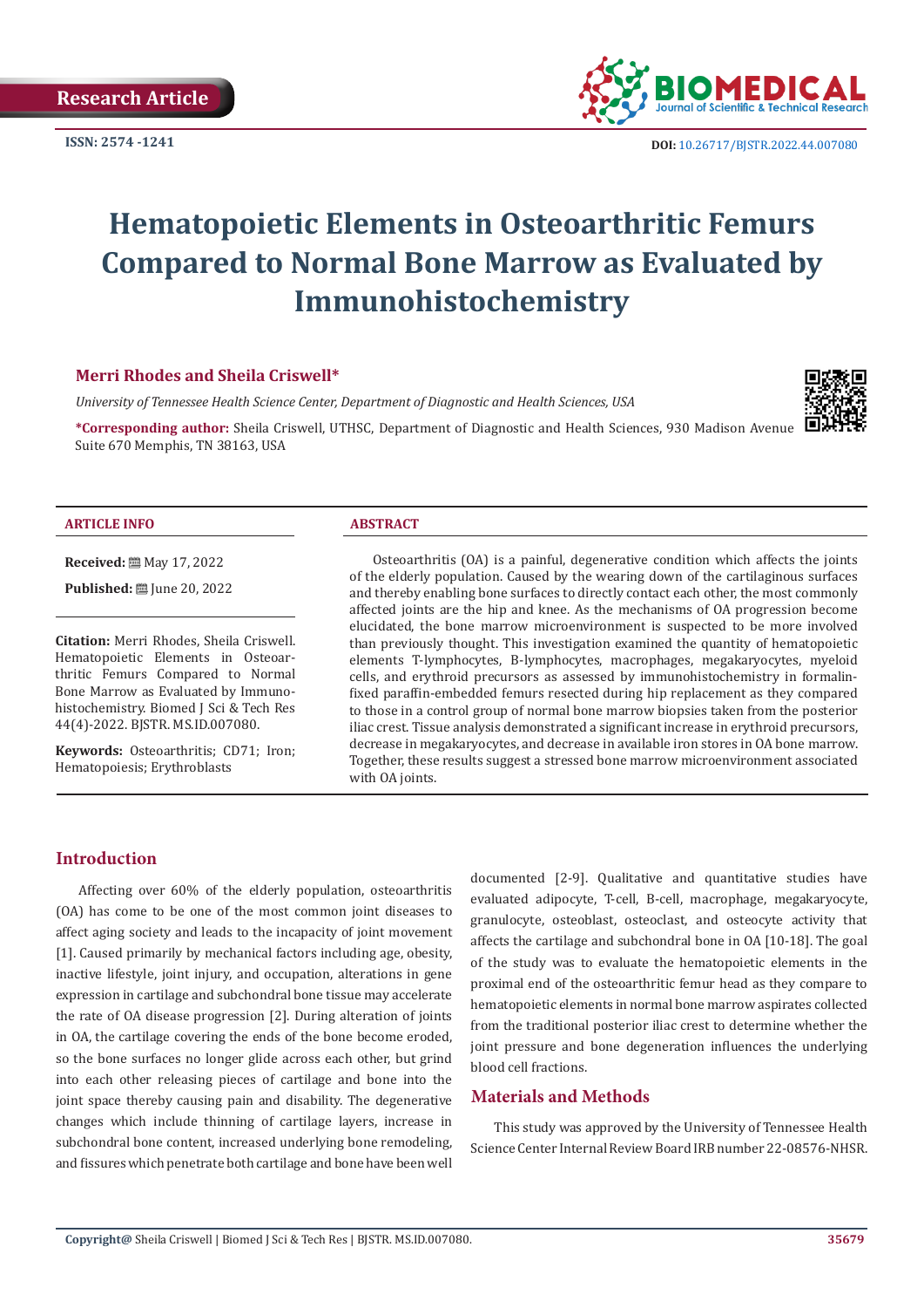Research Article

ISSN: 2574 -1241

DOI: 10.26717/BJSTR.2022.44.007080

# Hematopoietic Elements in Osteoarthritic Femurs Compared to Normal Bone Marrow as Evaluated by Immunohistochemistry

**Merri Rhodes and Sheila Criswell***

*University of Tennessee Health Science Center, Department of Diagnostic and Health Sciences, USA*

***Corresponding author:** Sheila Criswell, UTHSC, Department of Diagnostic and Health Sciences, 930 Madison Avenue Suite 670 Memphis, TN 38163, USA

### ARTICLE INFO

**Received:** May 17, 2022

**Published:** June 20, 2022

**Citation:** Merri Rhodes, Sheila Criswell. Hematopoietic Elements in Osteoarthritic Femurs Compared to Normal Bone Marrow as Evaluated by Immunohistochemistry. Biomed J Sci & Tech Res 44(4)-2022. BJSTR. MS.ID.007080.

**Keywords:** Osteoarthritis; CD71; Iron; Hematopoiesis; Erythroblasts

### ABSTRACT

Osteoarthritis (OA) is a painful, degenerative condition which affects the joints of the elderly population. Caused by the wearing down of the cartilaginous surfaces and thereby enabling bone surfaces to directly contact each other, the most commonly affected joints are the hip and knee. As the mechanisms of OA progression become elucidated, the bone marrow microenvironment is suspected to be more involved than previously thought. This investigation examined the quantity of hematopoietic elements T-lymphocytes, B-lymphocytes, macrophages, megakaryocytes, myeloid cells, and erythroid precursors as assessed by immunohistochemistry in formalin-fixed paraffin-embedded femurs resected during hip replacement as they compared to those in a control group of normal bone marrow biopsies taken from the posterior iliac crest. Tissue analysis demonstrated a significant increase in erythroid precursors, decrease in megakaryocytes, and decrease in available iron stores in OA bone marrow. Together, these results suggest a stressed bone marrow microenvironment associated with OA joints.

## Introduction

Affecting over 60% of the elderly population, osteoarthritis (OA) has come to be one of the most common joint diseases to affect aging society and leads to the incapacity of joint movement [1]. Caused primarily by mechanical factors including age, obesity, inactive lifestyle, joint injury, and occupation, alterations in gene expression in cartilage and subchondral bone tissue may accelerate the rate of OA disease progression [2]. During alteration of joints in OA, the cartilage covering the ends of the bone become eroded, so the bone surfaces no longer glide across each other, but grind into each other releasing pieces of cartilage and bone into the joint space thereby causing pain and disability. The degenerative changes which include thinning of cartilage layers, increase in subchondral bone content, increased underlying bone remodeling, and fissures which penetrate both cartilage and bone have been well documented [2-9]. Qualitative and quantitative studies have evaluated adipocyte, T-cell, B-cell, macrophage, megakaryocyte, granulocyte, osteoblast, osteoclast, and osteocyte activity that affects the cartilage and subchondral bone in OA [10-18]. The goal of the study was to evaluate the hematopoietic elements in the proximal end of the osteoarthritic femur head as they compare to hematopoietic elements in normal bone marrow aspirates collected from the traditional posterior iliac crest to determine whether the joint pressure and bone degeneration influences the underlying blood cell fractions.

## Materials and Methods

This study was approved by the University of Tennessee Health Science Center Internal Review Board IRB number 22-08576-NHSR.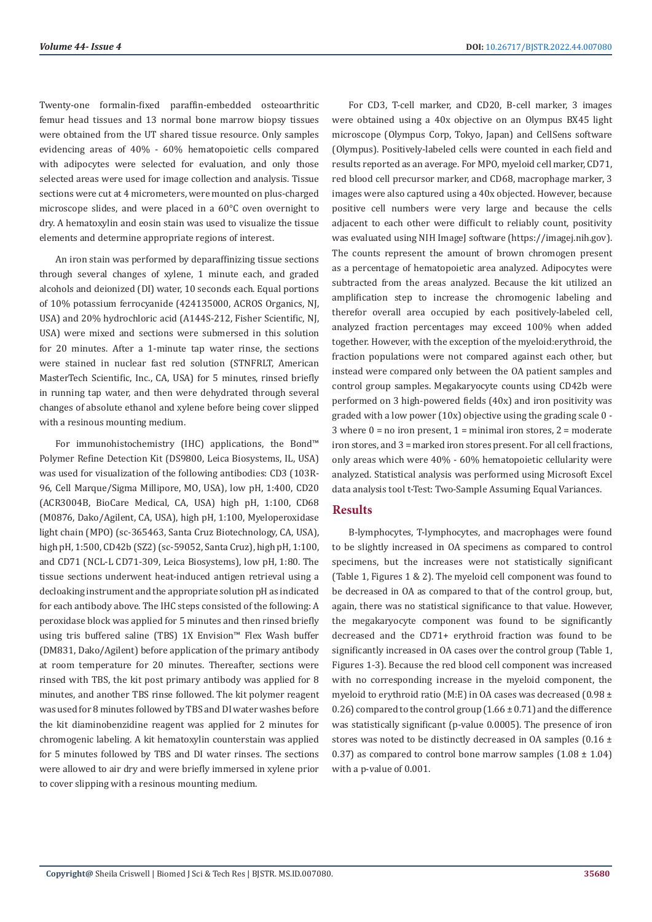Twenty-one formalin-fixed paraffin-embedded osteoarthritic femur head tissues and 13 normal bone marrow biopsy tissues were obtained from the UT shared tissue resource. Only samples evidencing areas of 40% - 60% hematopoietic cells compared with adipocytes were selected for evaluation, and only those selected areas were used for image collection and analysis. Tissue sections were cut at 4 micrometers, were mounted on plus-charged microscope slides, and were placed in a 60°C oven overnight to dry. A hematoxylin and eosin stain was used to visualize the tissue elements and determine appropriate regions of interest.

An iron stain was performed by deparaffinizing tissue sections through several changes of xylene, 1 minute each, and graded alcohols and deionized (DI) water, 10 seconds each. Equal portions of 10% potassium ferrocyanide (424135000, ACROS Organics, NJ, USA) and 20% hydrochloric acid (A144S-212, Fisher Scientific, NJ, USA) were mixed and sections were submersed in this solution for 20 minutes. After a 1-minute tap water rinse, the sections were stained in nuclear fast red solution (STNFRLT, American MasterTech Scientific, Inc., CA, USA) for 5 minutes, rinsed briefly in running tap water, and then were dehydrated through several changes of absolute ethanol and xylene before being cover slipped with a resinous mounting medium.

For immunohistochemistry (IHC) applications, the Bond™ Polymer Refine Detection Kit (DS9800, Leica Biosystems, IL, USA) was used for visualization of the following antibodies: CD3 (103R-96, Cell Marque/Sigma Millipore, MO, USA), low pH, 1:400, CD20 (ACR3004B, BioCare Medical, CA, USA) high pH, 1:100, CD68 (M0876, Dako/Agilent, CA, USA), high pH, 1:100, Myeloperoxidase light chain (MPO) (sc-365463, Santa Cruz Biotechnology, CA, USA), high pH, 1:500, CD42b (SZ2) (sc-59052, Santa Cruz), high pH, 1:100, and CD71 (NCL-L CD71-309, Leica Biosystems), low pH, 1:80. The tissue sections underwent heat-induced antigen retrieval using a decloaking instrument and the appropriate solution pH as indicated for each antibody above. The IHC steps consisted of the following: A peroxidase block was applied for 5 minutes and then rinsed briefly using tris buffered saline (TBS) 1X Envision™ Flex Wash buffer (DM831, Dako/Agilent) before application of the primary antibody at room temperature for 20 minutes. Thereafter, sections were rinsed with TBS, the kit post primary antibody was applied for 8 minutes, and another TBS rinse followed. The kit polymer reagent was used for 8 minutes followed by TBS and DI water washes before the kit diaminobenzidine reagent was applied for 2 minutes for chromogenic labeling. A kit hematoxylin counterstain was applied for 5 minutes followed by TBS and DI water rinses. The sections were allowed to air dry and were briefly immersed in xylene prior to cover slipping with a resinous mounting medium.

For CD3, T-cell marker, and CD20, B-cell marker, 3 images were obtained using a 40x objective on an Olympus BX45 light microscope (Olympus Corp, Tokyo, Japan) and CellSens software (Olympus). Positively-labeled cells were counted in each field and results reported as an average. For MPO, myeloid cell marker, CD71, red blood cell precursor marker, and CD68, macrophage marker, 3 images were also captured using a 40x objected. However, because positive cell numbers were very large and because the cells adjacent to each other were difficult to reliably count, positivity was evaluated using NIH ImageJ software (https://imagej.nih.gov). The counts represent the amount of brown chromogen present as a percentage of hematopoietic area analyzed. Adipocytes were subtracted from the areas analyzed. Because the kit utilized an amplification step to increase the chromogenic labeling and therefor overall area occupied by each positively-labeled cell, analyzed fraction percentages may exceed 100% when added together. However, with the exception of the myeloid:erythroid, the fraction populations were not compared against each other, but instead were compared only between the OA patient samples and control group samples. Megakaryocyte counts using CD42b were performed on 3 high-powered fields (40x) and iron positivity was graded with a low power (10x) objective using the grading scale 0 - 3 where 0 = no iron present, 1 = minimal iron stores, 2 = moderate iron stores, and 3 = marked iron stores present. For all cell fractions, only areas which were 40% - 60% hematopoietic cellularity were analyzed. Statistical analysis was performed using Microsoft Excel data analysis tool t-Test: Two-Sample Assuming Equal Variances.

## Results

B-lymphocytes, T-lymphocytes, and macrophages were found to be slightly increased in OA specimens as compared to control specimens, but the increases were not statistically significant (Table 1, Figures 1 & 2). The myeloid cell component was found to be decreased in OA as compared to that of the control group, but, again, there was no statistical significance to that value. However, the megakaryocyte component was found to be significantly decreased and the CD71+ erythroid fraction was found to be significantly increased in OA cases over the control group (Table 1, Figures 1-3). Because the red blood cell component was increased with no corresponding increase in the myeloid component, the myeloid to erythroid ratio (M:E) in OA cases was decreased ($0.98 \pm 0.26$) compared to the control group ($1.66 \pm 0.71$) and the difference was statistically significant (p-value 0.0005). The presence of iron stores was noted to be distinctly decreased in OA samples ($0.16 \pm 0.37$) as compared to control bone marrow samples ($1.08 \pm 1.04$) with a p-value of 0.001.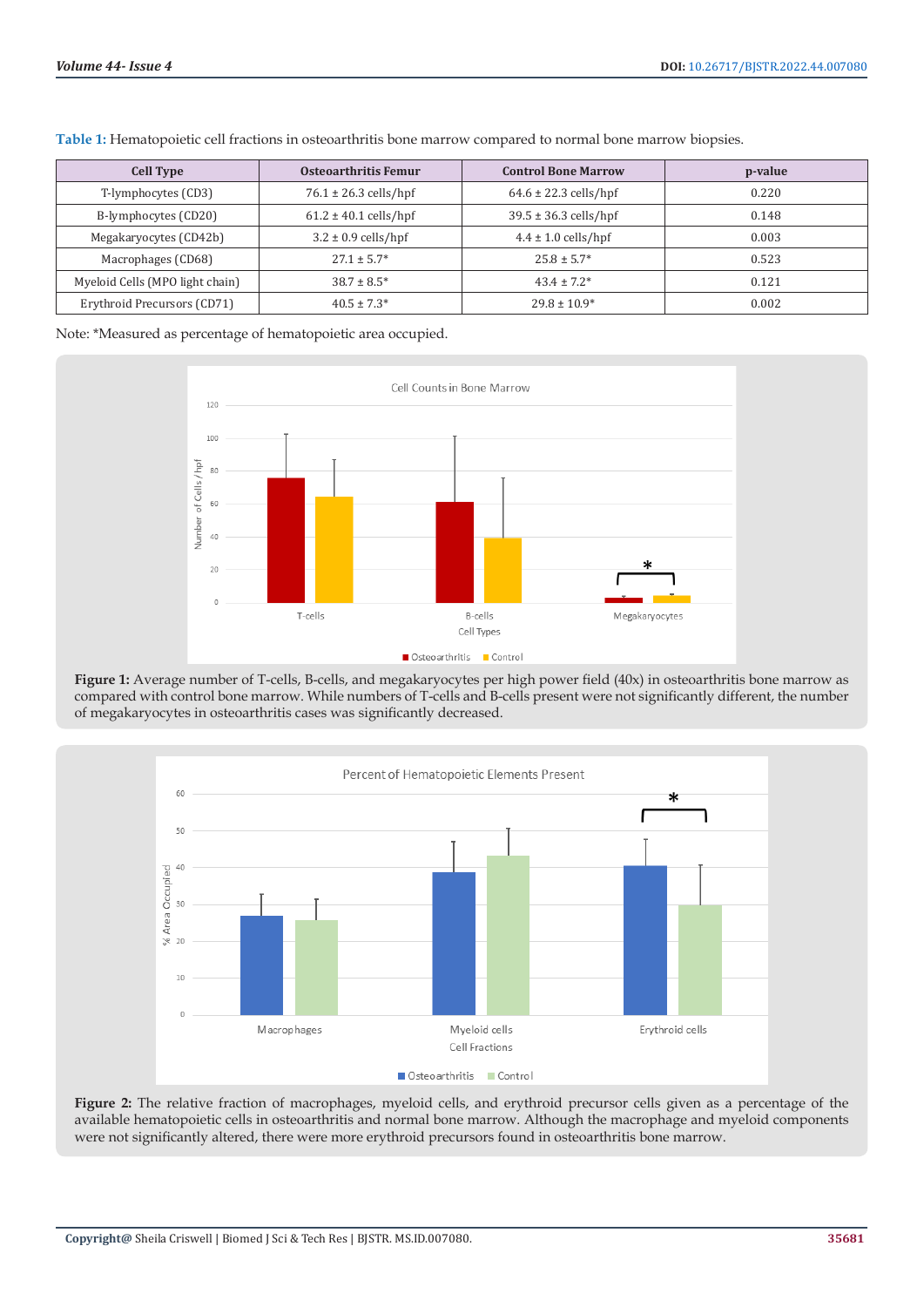**Table 1:** Hematopoietic cell fractions in osteoarthritis bone marrow compared to normal bone marrow biopsies.

| Cell Type | Osteoarthritis Femur | Control Bone Marrow | p-value |
|---|---|---|---|
| T-lymphocytes (CD3) | 76.1 ± 26.3 cells/hpf | 64.6 ± 22.3 cells/hpf | 0.220 |
| B-lymphocytes (CD20) | 61.2 ± 40.1 cells/hpf | 39.5 ± 36.3 cells/hpf | 0.148 |
| Megakaryocytes (CD42b) | 3.2 ± 0.9 cells/hpf | 4.4 ± 1.0 cells/hpf | 0.003 |
| Macrophages (CD68) | 27.1 ± 5.7* | 25.8 ± 5.7* | 0.523 |
| Myeloid Cells (MPO light chain) | 38.7 ± 8.5* | 43.4 ± 7.2* | 0.121 |
| Erythroid Precursors (CD71) | 40.5 ± 7.3* | 29.8 ± 10.9* | 0.002 |

Note: *Measured as percentage of hematopoietic area occupied.

**Figure 1:** Average number of T-cells, B-cells, and megakaryocytes per high power field (40x) in osteoarthritis bone marrow as compared with control bone marrow. While numbers of T-cells and B-cells present were not significantly different, the number of megakaryocytes in osteoarthritis cases was significantly decreased.

**Figure 2:** The relative fraction of macrophages, myeloid cells, and erythroid precursor cells given as a percentage of the available hematopoietic cells in osteoarthritis and normal bone marrow. Although the macrophage and myeloid components were not significantly altered, there were more erythroid precursors found in osteoarthritis bone marrow.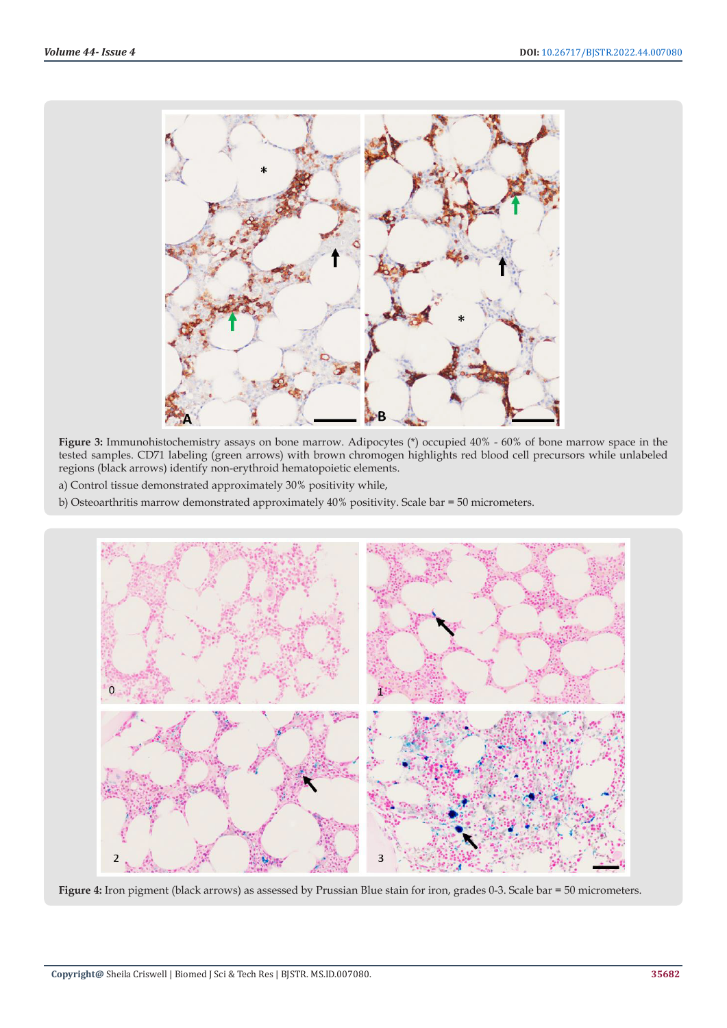**Figure 3:** Immunohistochemistry assays on bone marrow. Adipocytes (*) occupied 40% - 60% of bone marrow space in the tested samples. CD71 labeling (green arrows) with brown chromogen highlights red blood cell precursors while unlabeled regions (black arrows) identify non-erythroid hematopoietic elements.

a) Control tissue demonstrated approximately 30% positivity while,

b) Osteoarthritis marrow demonstrated approximately 40% positivity. Scale bar = 50 micrometers.

**Figure 4:** Iron pigment (black arrows) as assessed by Prussian Blue stain for iron, grades 0-3. Scale bar = 50 micrometers.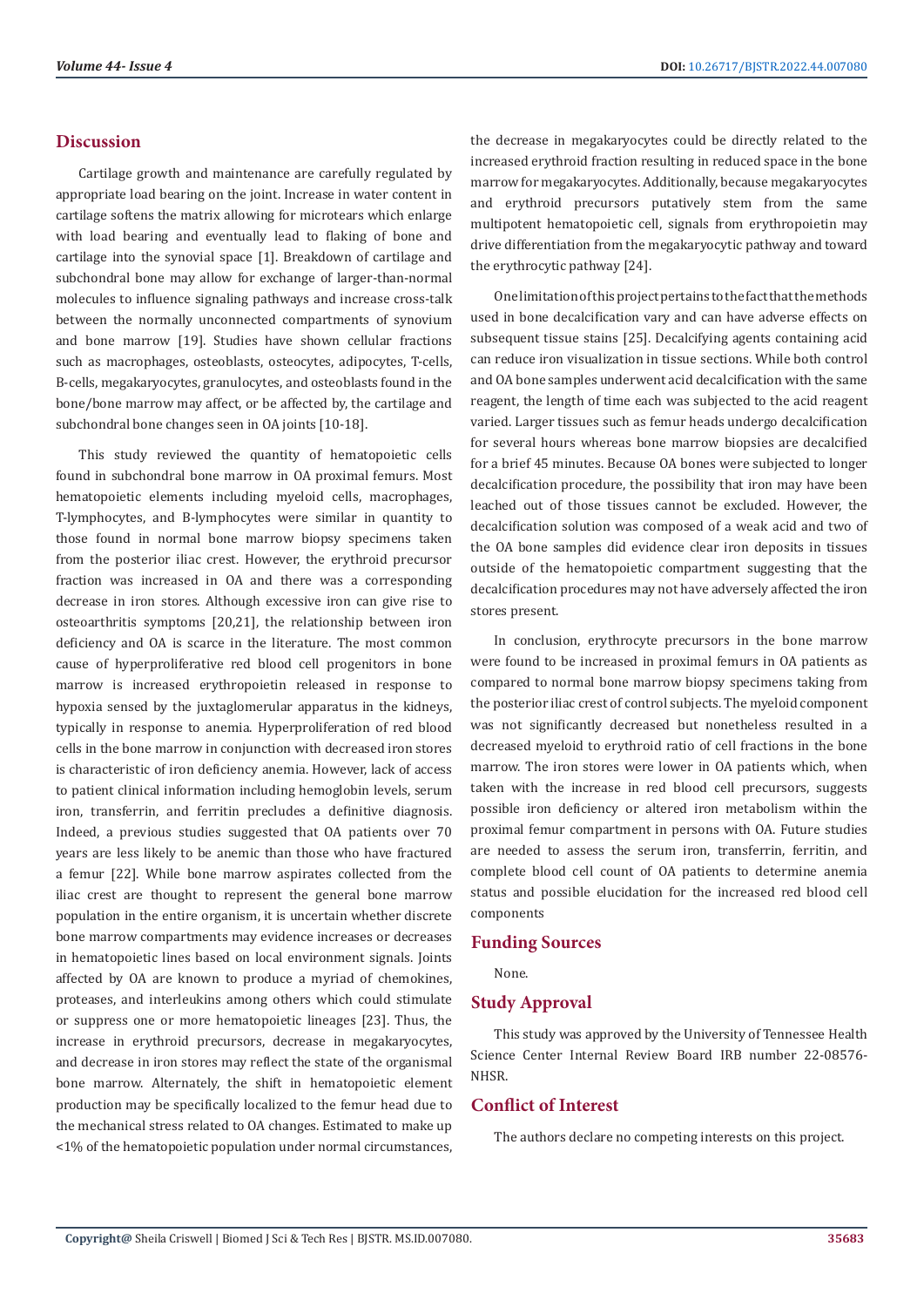## Discussion

Cartilage growth and maintenance are carefully regulated by appropriate load bearing on the joint. Increase in water content in cartilage softens the matrix allowing for microtears which enlarge with load bearing and eventually lead to flaking of bone and cartilage into the synovial space [1]. Breakdown of cartilage and subchondral bone may allow for exchange of larger-than-normal molecules to influence signaling pathways and increase cross-talk between the normally unconnected compartments of synovium and bone marrow [19]. Studies have shown cellular fractions such as macrophages, osteoblasts, osteocytes, adipocytes, T-cells, B-cells, megakaryocytes, granulocytes, and osteoblasts found in the bone/bone marrow may affect, or be affected by, the cartilage and subchondral bone changes seen in OA joints [10-18].

This study reviewed the quantity of hematopoietic cells found in subchondral bone marrow in OA proximal femurs. Most hematopoietic elements including myeloid cells, macrophages, T-lymphocytes, and B-lymphocytes were similar in quantity to those found in normal bone marrow biopsy specimens taken from the posterior iliac crest. However, the erythroid precursor fraction was increased in OA and there was a corresponding decrease in iron stores. Although excessive iron can give rise to osteoarthritis symptoms [20,21], the relationship between iron deficiency and OA is scarce in the literature. The most common cause of hyperproliferative red blood cell progenitors in bone marrow is increased erythropoietin released in response to hypoxia sensed by the juxtaglomerular apparatus in the kidneys, typically in response to anemia. Hyperproliferation of red blood cells in the bone marrow in conjunction with decreased iron stores is characteristic of iron deficiency anemia. However, lack of access to patient clinical information including hemoglobin levels, serum iron, transferrin, and ferritin precludes a definitive diagnosis. Indeed, a previous studies suggested that OA patients over 70 years are less likely to be anemic than those who have fractured a femur [22]. While bone marrow aspirates collected from the iliac crest are thought to represent the general bone marrow population in the entire organism, it is uncertain whether discrete bone marrow compartments may evidence increases or decreases in hematopoietic lines based on local environment signals. Joints affected by OA are known to produce a myriad of chemokines, proteases, and interleukins among others which could stimulate or suppress one or more hematopoietic lineages [23]. Thus, the increase in erythroid precursors, decrease in megakaryocytes, and decrease in iron stores may reflect the state of the organismal bone marrow. Alternately, the shift in hematopoietic element production may be specifically localized to the femur head due to the mechanical stress related to OA changes. Estimated to make up <1% of the hematopoietic population under normal circumstances, the decrease in megakaryocytes could be directly related to the increased erythroid fraction resulting in reduced space in the bone marrow for megakaryocytes. Additionally, because megakaryocytes and erythroid precursors putatively stem from the same multipotent hematopoietic cell, signals from erythropoietin may drive differentiation from the megakaryocytic pathway and toward the erythrocytic pathway [24].

One limitation of this project pertains to the fact that the methods used in bone decalcification vary and can have adverse effects on subsequent tissue stains [25]. Decalcifying agents containing acid can reduce iron visualization in tissue sections. While both control and OA bone samples underwent acid decalcification with the same reagent, the length of time each was subjected to the acid reagent varied. Larger tissues such as femur heads undergo decalcification for several hours whereas bone marrow biopsies are decalcified for a brief 45 minutes. Because OA bones were subjected to longer decalcification procedure, the possibility that iron may have been leached out of those tissues cannot be excluded. However, the decalcification solution was composed of a weak acid and two of the OA bone samples did evidence clear iron deposits in tissues outside of the hematopoietic compartment suggesting that the decalcification procedures may not have adversely affected the iron stores present.

In conclusion, erythrocyte precursors in the bone marrow were found to be increased in proximal femurs in OA patients as compared to normal bone marrow biopsy specimens taking from the posterior iliac crest of control subjects. The myeloid component was not significantly decreased but nonetheless resulted in a decreased myeloid to erythroid ratio of cell fractions in the bone marrow. The iron stores were lower in OA patients which, when taken with the increase in red blood cell precursors, suggests possible iron deficiency or altered iron metabolism within the proximal femur compartment in persons with OA. Future studies are needed to assess the serum iron, transferrin, ferritin, and complete blood cell count of OA patients to determine anemia status and possible elucidation for the increased red blood cell components

## Funding Sources

None.

## Study Approval

This study was approved by the University of Tennessee Health Science Center Internal Review Board IRB number 22-08576-NHSR.

## Conflict of Interest

The authors declare no competing interests on this project.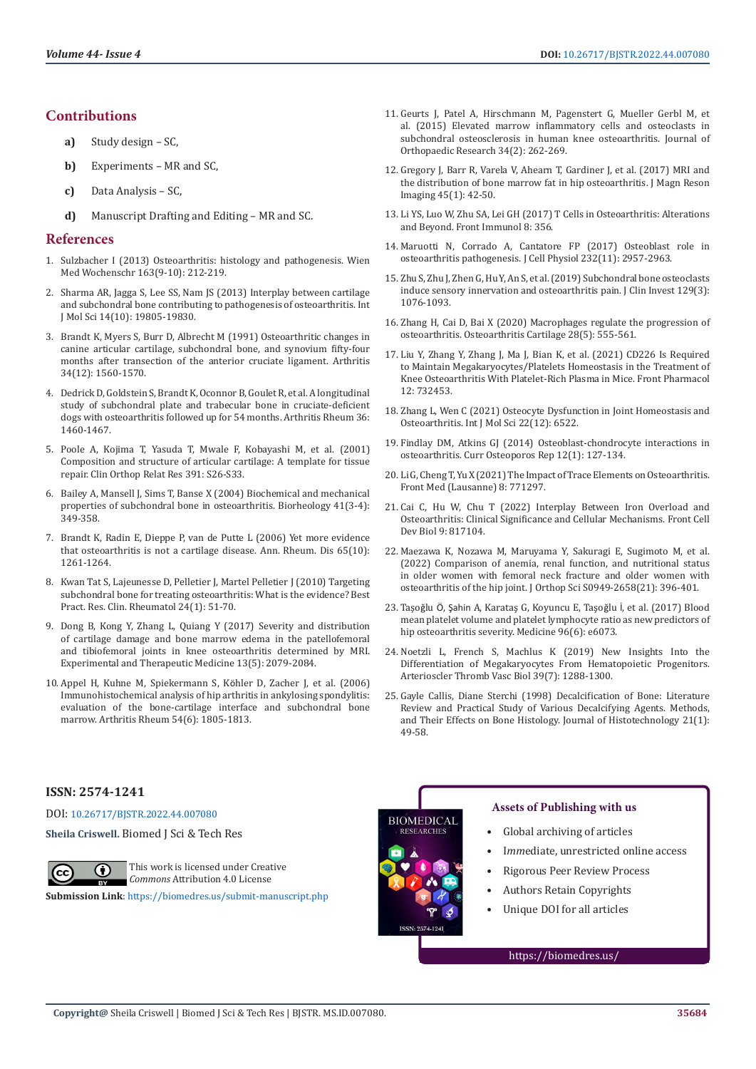## Contributions

- **a)** Study design – SC,
- **b)** Experiments – MR and SC,
- **c)** Data Analysis – SC,
- **d)** Manuscript Drafting and Editing – MR and SC.

## References

1. Sulzbacher I (2013) Osteoarthritis: histology and pathogenesis. Wien Med Wochenschr 163(9-10): 212-219.
2. Sharma AR, Jagga S, Lee SS, Nam JS (2013) Interplay between cartilage and subchondral bone contributing to pathogenesis of osteoarthritis. Int J Mol Sci 14(10): 19805-19830.
3. Brandt K, Myers S, Burr D, Albrecht M (1991) Osteoarthritic changes in canine articular cartilage, subchondral bone, and synovium fifty-four months after transection of the anterior cruciate ligament. Arthritis 34(12): 1560-1570.
4. Dedrick D, Goldstein S, Brandt K, Oconnor B, Goulet R, et al. A longitudinal study of subchondral plate and trabecular bone in cruciate-deficient dogs with osteoarthritis followed up for 54 months. Arthritis Rheum 36: 1460-1467.
5. Poole A, Kojima T, Yasuda T, Mwale F, Kobayashi M, et al. (2001) Composition and structure of articular cartilage: A template for tissue repair. Clin Orthop Relat Res 391: S26-S33.
6. Bailey A, Mansell J, Sims T, Banse X (2004) Biochemical and mechanical properties of subchondral bone in osteoarthritis. Biorheology 41(3-4): 349-358.
7. Brandt K, Radin E, Dieppe P, van de Putte L (2006) Yet more evidence that osteoarthritis is not a cartilage disease. Ann. Rheum. Dis 65(10): 1261-1264.
8. Kwan Tat S, Lajeunesse D, Pelletier J, Martel Pelletier J (2010) Targeting subchondral bone for treating osteoarthritis: What is the evidence? Best Pract. Res. Clin. Rheumatol 24(1): 51-70.
9. Dong B, Kong Y, Zhang L, Quiang Y (2017) Severity and distribution of cartilage damage and bone marrow edema in the patellofemoral and tibiofemoral joints in knee osteoarthritis determined by MRI. Experimental and Therapeutic Medicine 13(5): 2079-2084.
10. Appel H, Kuhne M, Spiekermann S, Köhler D, Zacher J, et al. (2006) Immunohistochemical analysis of hip arthritis in ankylosing spondylitis: evaluation of the bone-cartilage interface and subchondral bone marrow. Arthritis Rheum 54(6): 1805-1813.
11. Geurts J, Patel A, Hirschmann M, Pagenstert G, Mueller Gerbl M, et al. (2015) Elevated marrow inflammatory cells and osteoclasts in subchondral osteosclerosis in human knee osteoarthritis. Journal of Orthopaedic Research 34(2): 262-269.
12. Gregory J, Barr R, Varela V, Ahearn T, Gardiner J, et al. (2017) MRI and the distribution of bone marrow fat in hip osteoarthritis. J Magn Reson Imaging 45(1): 42-50.
13. Li YS, Luo W, Zhu SA, Lei GH (2017) T Cells in Osteoarthritis: Alterations and Beyond. Front Immunol 8: 356.
14. Maruotti N, Corrado A, Cantatore FP (2017) Osteoblast role in osteoarthritis pathogenesis. J Cell Physiol 232(11): 2957-2963.
15. Zhu S, Zhu J, Zhen G, Hu Y, An S, et al. (2019) Subchondral bone osteoclasts induce sensory innervation and osteoarthritis pain. J Clin Invest 129(3): 1076-1093.
16. Zhang H, Cai D, Bai X (2020) Macrophages regulate the progression of osteoarthritis. Osteoarthritis Cartilage 28(5): 555-561.
17. Liu Y, Zhang Y, Zhang J, Ma J, Bian K, et al. (2021) CD226 Is Required to Maintain Megakaryocytes/Platelets Homeostasis in the Treatment of Knee Osteoarthritis With Platelet-Rich Plasma in Mice. Front Pharmacol 12: 732453.
18. Zhang L, Wen C (2021) Osteocyte Dysfunction in Joint Homeostasis and Osteoarthritis. Int J Mol Sci 22(12): 6522.
19. Findlay DM, Atkins GJ (2014) Osteoblast-chondrocyte interactions in osteoarthritis. Curr Osteoporos Rep 12(1): 127-134.
20. Li G, Cheng T, Yu X (2021) The Impact of Trace Elements on Osteoarthritis. Front Med (Lausanne) 8: 771297.
21. Cai C, Hu W, Chu T (2022) Interplay Between Iron Overload and Osteoarthritis: Clinical Significance and Cellular Mechanisms. Front Cell Dev Biol 9: 817104.
22. Maezawa K, Nozawa M, Maruyama Y, Sakuragi E, Sugimoto M, et al. (2022) Comparison of anemia, renal function, and nutritional status in older women with femoral neck fracture and older women with osteoarthritis of the hip joint. J Orthop Sci S0949-2658(21): 396-401.
23. Taşoğlu Ö, Şahin A, Karataş G, Koyuncu E, Taşoğlu İ, et al. (2017) Blood mean platelet volume and platelet lymphocyte ratio as new predictors of hip osteoarthritis severity. Medicine 96(6): e6073.
24. Noetzli L, French S, Machlus K (2019) New Insights Into the Differentiation of Megakaryocytes From Hematopoietic Progenitors. Arterioscler Thromb Vasc Biol 39(7): 1288-1300.
25. Gayle Callis, Diane Sterchi (1998) Decalcification of Bone: Literature Review and Practical Study of Various Decalcifying Agents. Methods, and Their Effects on Bone Histology. Journal of Histotechnology 21(1): 49-58.

**ISSN: 2574-1241**

DOI: 10.26717/BJSTR.2022.44.007080

**Sheila Criswell.** Biomed J Sci & Tech Res

This work is licensed under Creative *Commons* Attribution 4.0 License

**Submission Link**: https://biomedres.us/submit-manuscript.php

### Assets of Publishing with us

- Global archiving of articles
- Immediate, unrestricted online access
- Rigorous Peer Review Process
- Authors Retain Copyrights
- Unique DOI for all articles

https://biomedres.us/